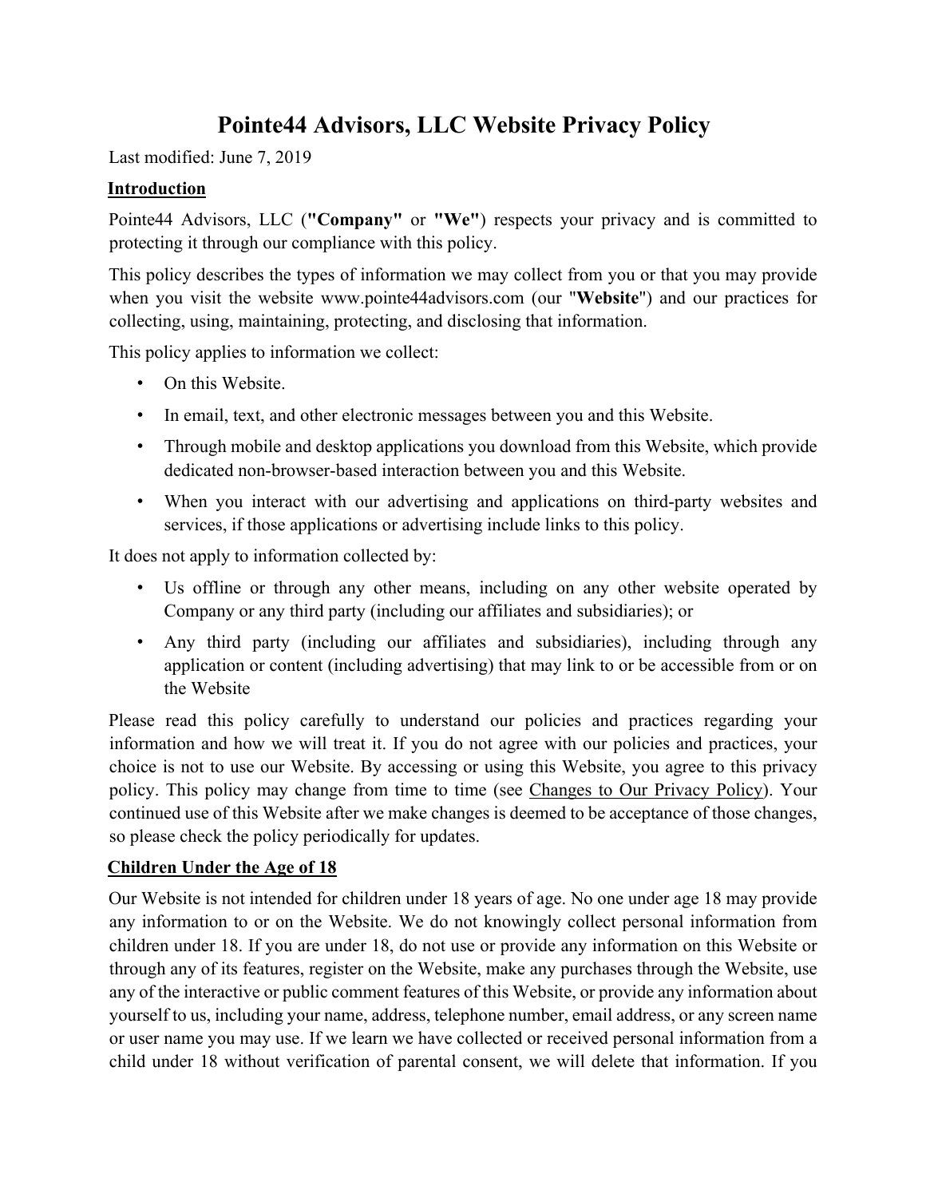# Pointe44 Advisors, LLC Website Privacy Policy

Last modified: June 7, 2019

## Introduction

Pointe44 Advisors, LLC (**"Company"** or **"We"**) respects your privacy and is committed to protecting it through our compliance with this policy.

This policy describes the types of information we may collect from you or that you may provide when you visit the website www.pointe44advisors.com (our "**Website**") and our practices for collecting, using, maintaining, protecting, and disclosing that information.

This policy applies to information we collect:

- On this Website.
- In email, text, and other electronic messages between you and this Website.
- Through mobile and desktop applications you download from this Website, which provide dedicated non-browser-based interaction between you and this Website.
- When you interact with our advertising and applications on third-party websites and services, if those applications or advertising include links to this policy.

It does not apply to information collected by:

- Us offline or through any other means, including on any other website operated by Company or any third party (including our affiliates and subsidiaries); or
- Any third party (including our affiliates and subsidiaries), including through any application or content (including advertising) that may link to or be accessible from or on the Website

Please read this policy carefully to understand our policies and practices regarding your information and how we will treat it. If you do not agree with our policies and practices, your choice is not to use our Website. By accessing or using this Website, you agree to this privacy policy. This policy may change from time to time (see Changes to Our Privacy Policy). Your continued use of this Website after we make changes is deemed to be acceptance of those changes, so please check the policy periodically for updates.

## Children Under the Age of 18

Our Website is not intended for children under 18 years of age. No one under age 18 may provide any information to or on the Website. We do not knowingly collect personal information from children under 18. If you are under 18, do not use or provide any information on this Website or through any of its features, register on the Website, make any purchases through the Website, use any of the interactive or public comment features of this Website, or provide any information about yourself to us, including your name, address, telephone number, email address, or any screen name or user name you may use. If we learn we have collected or received personal information from a child under 18 without verification of parental consent, we will delete that information. If you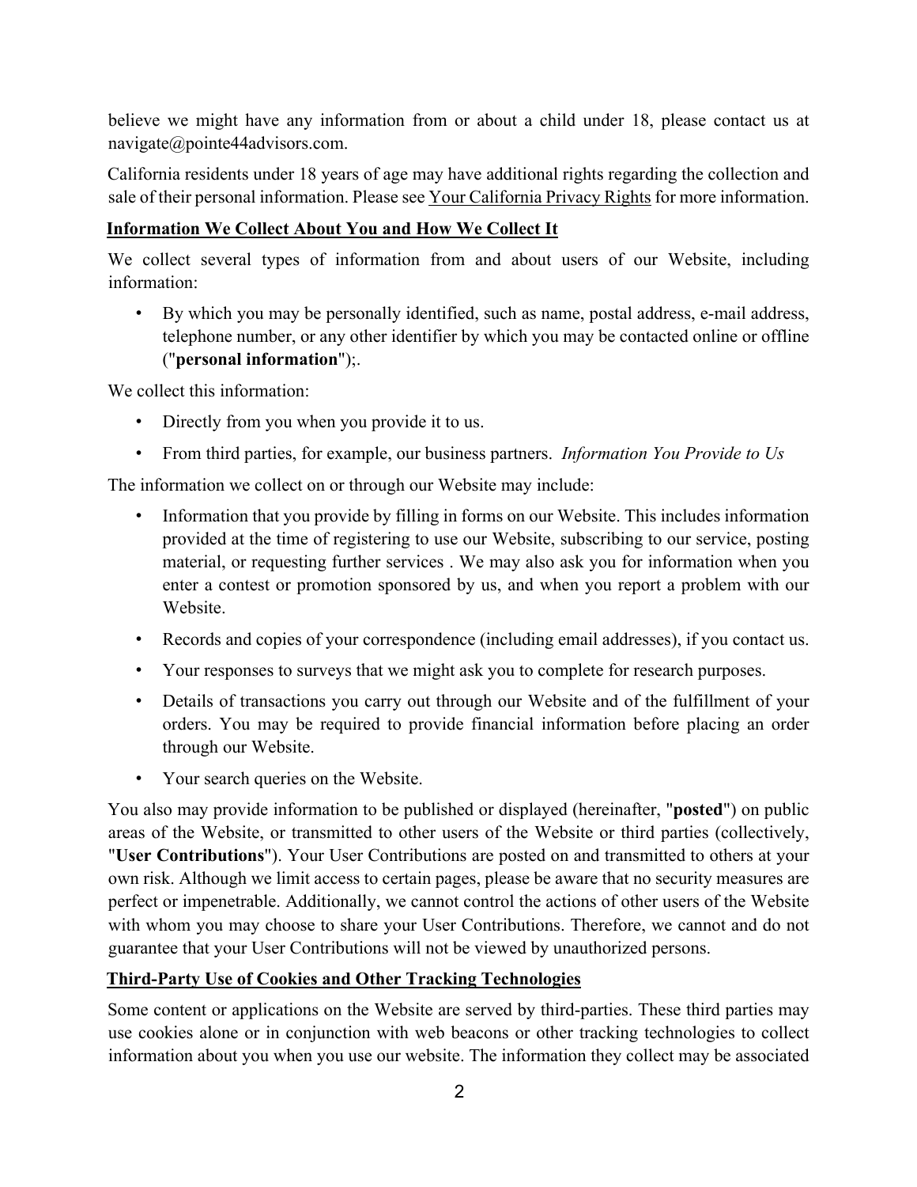believe we might have any information from or about a child under 18, please contact us at navigate@pointe44advisors.com.

California residents under 18 years of age may have additional rights regarding the collection and sale of their personal information. Please see Your California Privacy Rights for more information.

## Information We Collect About You and How We Collect It

We collect several types of information from and about users of our Website, including information:

- By which you may be personally identified, such as name, postal address, e-mail address, telephone number, or any other identifier by which you may be contacted online or offline ("**personal information**");.

We collect this information:

- Directly from you when you provide it to us.
- From third parties, for example, our business partners. *Information You Provide to Us*

The information we collect on or through our Website may include:

- Information that you provide by filling in forms on our Website. This includes information provided at the time of registering to use our Website, subscribing to our service, posting material, or requesting further services . We may also ask you for information when you enter a contest or promotion sponsored by us, and when you report a problem with our Website.
- Records and copies of your correspondence (including email addresses), if you contact us.
- Your responses to surveys that we might ask you to complete for research purposes.
- Details of transactions you carry out through our Website and of the fulfillment of your orders. You may be required to provide financial information before placing an order through our Website.
- Your search queries on the Website.

You also may provide information to be published or displayed (hereinafter, "**posted**") on public areas of the Website, or transmitted to other users of the Website or third parties (collectively, "**User Contributions**"). Your User Contributions are posted on and transmitted to others at your own risk. Although we limit access to certain pages, please be aware that no security measures are perfect or impenetrable. Additionally, we cannot control the actions of other users of the Website with whom you may choose to share your User Contributions. Therefore, we cannot and do not guarantee that your User Contributions will not be viewed by unauthorized persons.

## Third-Party Use of Cookies and Other Tracking Technologies

Some content or applications on the Website are served by third-parties. These third parties may use cookies alone or in conjunction with web beacons or other tracking technologies to collect information about you when you use our website. The information they collect may be associated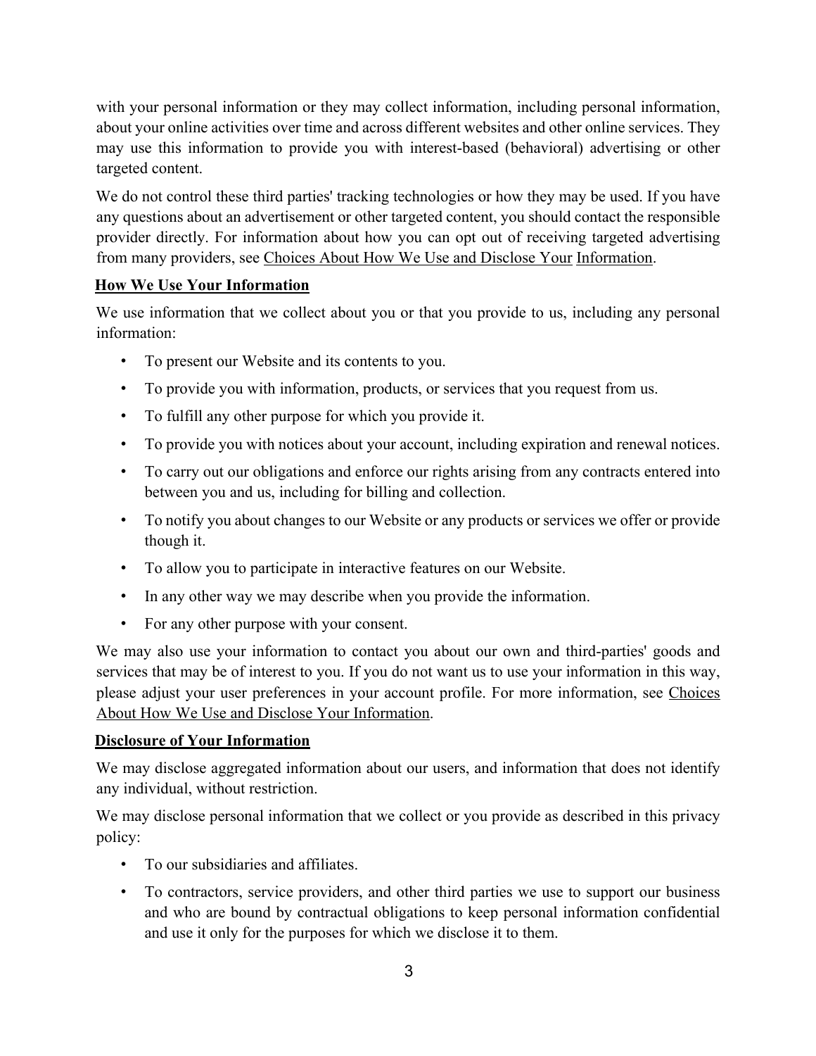with your personal information or they may collect information, including personal information, about your online activities over time and across different websites and other online services. They may use this information to provide you with interest-based (behavioral) advertising or other targeted content.

We do not control these third parties' tracking technologies or how they may be used. If you have any questions about an advertisement or other targeted content, you should contact the responsible provider directly. For information about how you can opt out of receiving targeted advertising from many providers, see Choices About How We Use and Disclose Your Information.

**How We Use Your Information**

We use information that we collect about you or that you provide to us, including any personal information:

- To present our Website and its contents to you.
- To provide you with information, products, or services that you request from us.
- To fulfill any other purpose for which you provide it.
- To provide you with notices about your account, including expiration and renewal notices.
- To carry out our obligations and enforce our rights arising from any contracts entered into between you and us, including for billing and collection.
- To notify you about changes to our Website or any products or services we offer or provide though it.
- To allow you to participate in interactive features on our Website.
- In any other way we may describe when you provide the information.
- For any other purpose with your consent.

We may also use your information to contact you about our own and third-parties' goods and services that may be of interest to you. If you do not want us to use your information in this way, please adjust your user preferences in your account profile. For more information, see Choices About How We Use and Disclose Your Information.

**Disclosure of Your Information**

We may disclose aggregated information about our users, and information that does not identify any individual, without restriction.

We may disclose personal information that we collect or you provide as described in this privacy policy:

- To our subsidiaries and affiliates.
- To contractors, service providers, and other third parties we use to support our business and who are bound by contractual obligations to keep personal information confidential and use it only for the purposes for which we disclose it to them.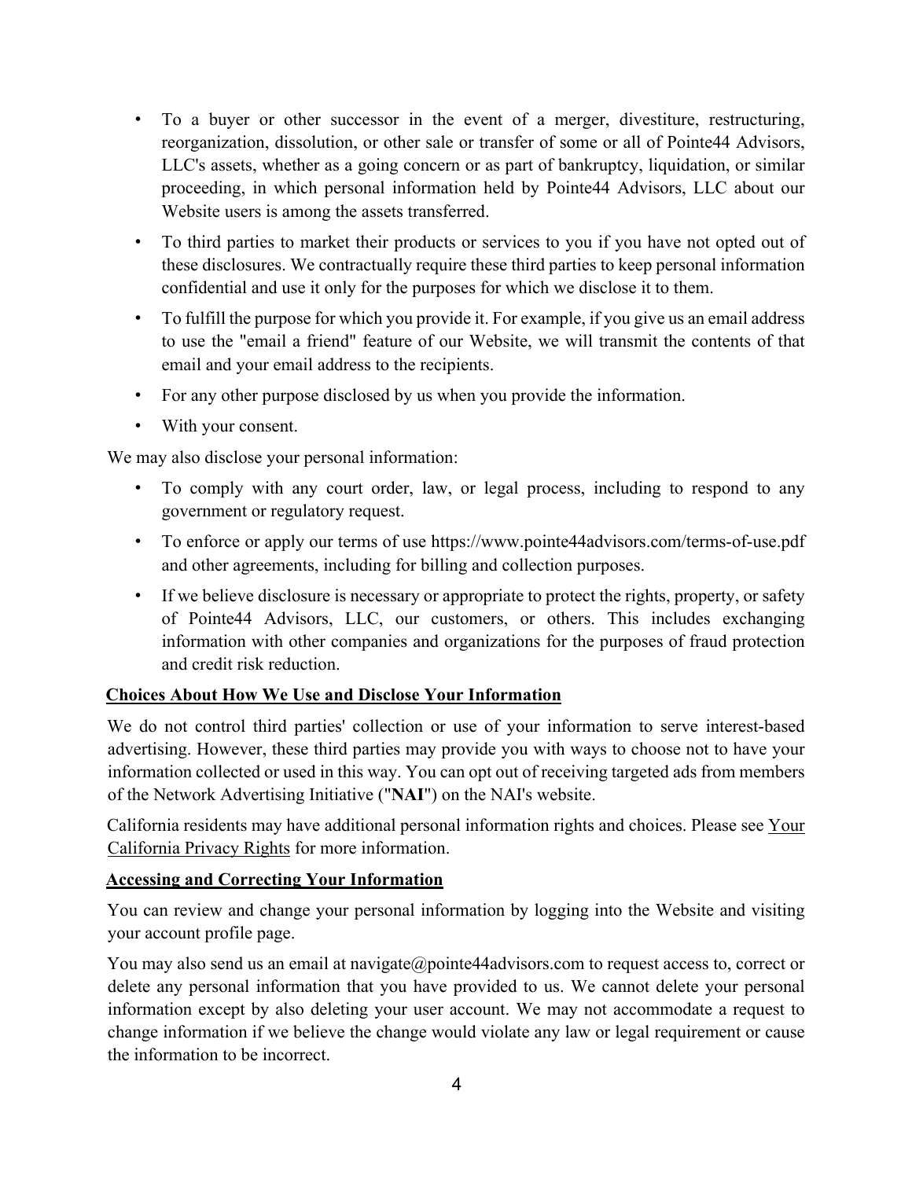- To a buyer or other successor in the event of a merger, divestiture, restructuring, reorganization, dissolution, or other sale or transfer of some or all of Pointe44 Advisors, LLC's assets, whether as a going concern or as part of bankruptcy, liquidation, or similar proceeding, in which personal information held by Pointe44 Advisors, LLC about our Website users is among the assets transferred.
- To third parties to market their products or services to you if you have not opted out of these disclosures. We contractually require these third parties to keep personal information confidential and use it only for the purposes for which we disclose it to them.
- To fulfill the purpose for which you provide it. For example, if you give us an email address to use the "email a friend" feature of our Website, we will transmit the contents of that email and your email address to the recipients.
- For any other purpose disclosed by us when you provide the information.
- With your consent.

We may also disclose your personal information:

- To comply with any court order, law, or legal process, including to respond to any government or regulatory request.
- To enforce or apply our terms of use https://www.pointe44advisors.com/terms-of-use.pdf and other agreements, including for billing and collection purposes.
- If we believe disclosure is necessary or appropriate to protect the rights, property, or safety of Pointe44 Advisors, LLC, our customers, or others. This includes exchanging information with other companies and organizations for the purposes of fraud protection and credit risk reduction.

**Choices About How We Use and Disclose Your Information**

We do not control third parties' collection or use of your information to serve interest-based advertising. However, these third parties may provide you with ways to choose not to have your information collected or used in this way. You can opt out of receiving targeted ads from members of the Network Advertising Initiative ("**NAI**") on the NAI's website.

California residents may have additional personal information rights and choices. Please see Your California Privacy Rights for more information.

**Accessing and Correcting Your Information**

You can review and change your personal information by logging into the Website and visiting your account profile page.

You may also send us an email at navigate@pointe44advisors.com to request access to, correct or delete any personal information that you have provided to us. We cannot delete your personal information except by also deleting your user account. We may not accommodate a request to change information if we believe the change would violate any law or legal requirement or cause the information to be incorrect.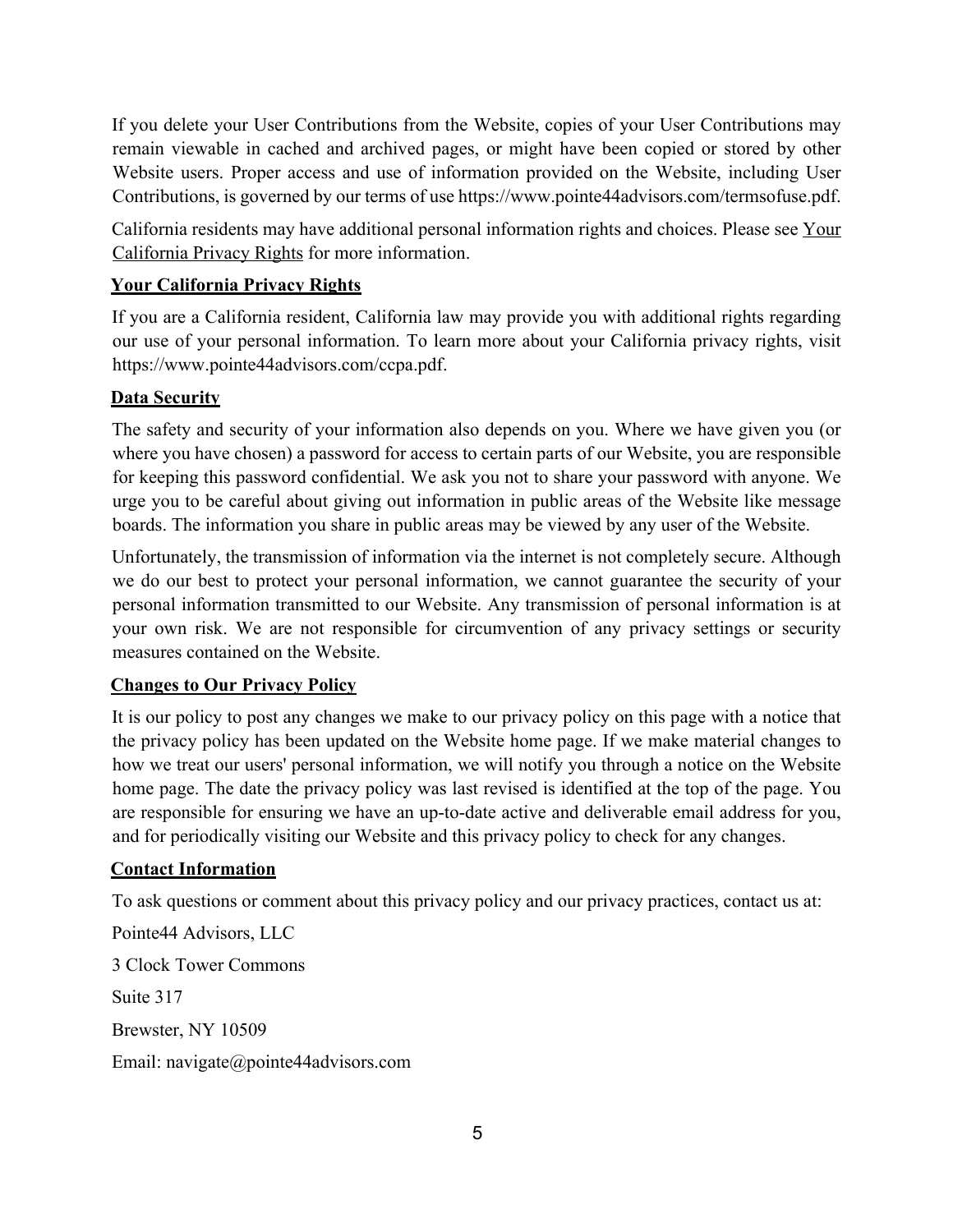If you delete your User Contributions from the Website, copies of your User Contributions may remain viewable in cached and archived pages, or might have been copied or stored by other Website users. Proper access and use of information provided on the Website, including User Contributions, is governed by our terms of use https://www.pointe44advisors.com/termsofuse.pdf.

California residents may have additional personal information rights and choices. Please see Your California Privacy Rights for more information.

## Your California Privacy Rights

If you are a California resident, California law may provide you with additional rights regarding our use of your personal information. To learn more about your California privacy rights, visit https://www.pointe44advisors.com/ccpa.pdf.

## Data Security

The safety and security of your information also depends on you. Where we have given you (or where you have chosen) a password for access to certain parts of our Website, you are responsible for keeping this password confidential. We ask you not to share your password with anyone. We urge you to be careful about giving out information in public areas of the Website like message boards. The information you share in public areas may be viewed by any user of the Website.

Unfortunately, the transmission of information via the internet is not completely secure. Although we do our best to protect your personal information, we cannot guarantee the security of your personal information transmitted to our Website. Any transmission of personal information is at your own risk. We are not responsible for circumvention of any privacy settings or security measures contained on the Website.

## Changes to Our Privacy Policy

It is our policy to post any changes we make to our privacy policy on this page with a notice that the privacy policy has been updated on the Website home page. If we make material changes to how we treat our users' personal information, we will notify you through a notice on the Website home page. The date the privacy policy was last revised is identified at the top of the page. You are responsible for ensuring we have an up-to-date active and deliverable email address for you, and for periodically visiting our Website and this privacy policy to check for any changes.

## Contact Information

To ask questions or comment about this privacy policy and our privacy practices, contact us at:

Pointe44 Advisors, LLC

3 Clock Tower Commons

Suite 317

Brewster, NY 10509

Email: navigate@pointe44advisors.com